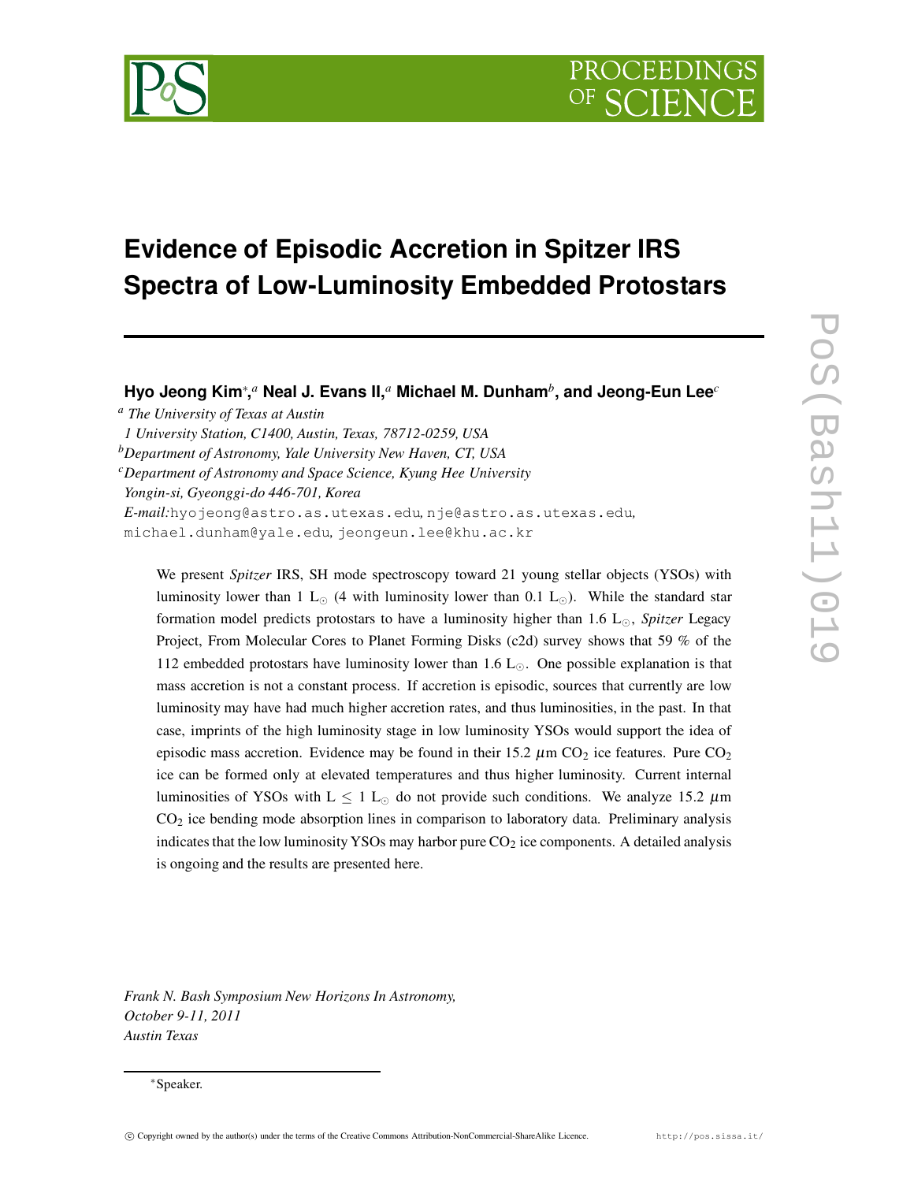# Evidence of Episodic Accretion in Spitzer IRS Spectra of Low-Luminosity Embedded Protostars

**Hyo Jeong Kim**[*],[a] **Neal J. Evans II,**[a] **Michael M. Dunham**[b]**, and Jeong-Eun Lee**[c]

[a] *The University of Texas at Austin*
*1 University Station, C1400, Austin, Texas, 78712-0259, USA*
[b]*Department of Astronomy, Yale University New Haven, CT, USA*
[c]*Department of Astronomy and Space Science, Kyung Hee University*
*Yongin-si, Gyeonggi-do 446-701, Korea*
*E-mail:* hyojeong@astro.as.utexas.edu, nje@astro.as.utexas.edu, michael.dunham@yale.edu, jeongeun.lee@khu.ac.kr

We present *Spitzer* IRS, SH mode spectroscopy toward 21 young stellar objects (YSOs) with luminosity lower than 1 $L_\odot$ (4 with luminosity lower than 0.1 $L_\odot$). While the standard star formation model predicts protostars to have a luminosity higher than 1.6 $L_\odot$, *Spitzer* Legacy Project, From Molecular Cores to Planet Forming Disks (c2d) survey shows that 59 % of the 112 embedded protostars have luminosity lower than 1.6 $L_\odot$. One possible explanation is that mass accretion is not a constant process. If accretion is episodic, sources that currently are low luminosity may have had much higher accretion rates, and thus luminosities, in the past. In that case, imprints of the high luminosity stage in low luminosity YSOs would support the idea of episodic mass accretion. Evidence may be found in their 15.2 $\mu$m $CO_2$ ice features. Pure $CO_2$ ice can be formed only at elevated temperatures and thus higher luminosity. Current internal luminosities of YSOs with $L \leq 1\ L_\odot$ do not provide such conditions. We analyze 15.2 $\mu$m $CO_2$ ice bending mode absorption lines in comparison to laboratory data. Preliminary analysis indicates that the low luminosity YSOs may harbor pure $CO_2$ ice components. A detailed analysis is ongoing and the results are presented here.

*Frank N. Bash Symposium New Horizons In Astronomy,*
*October 9-11, 2011*
*Austin Texas*

[*]Speaker.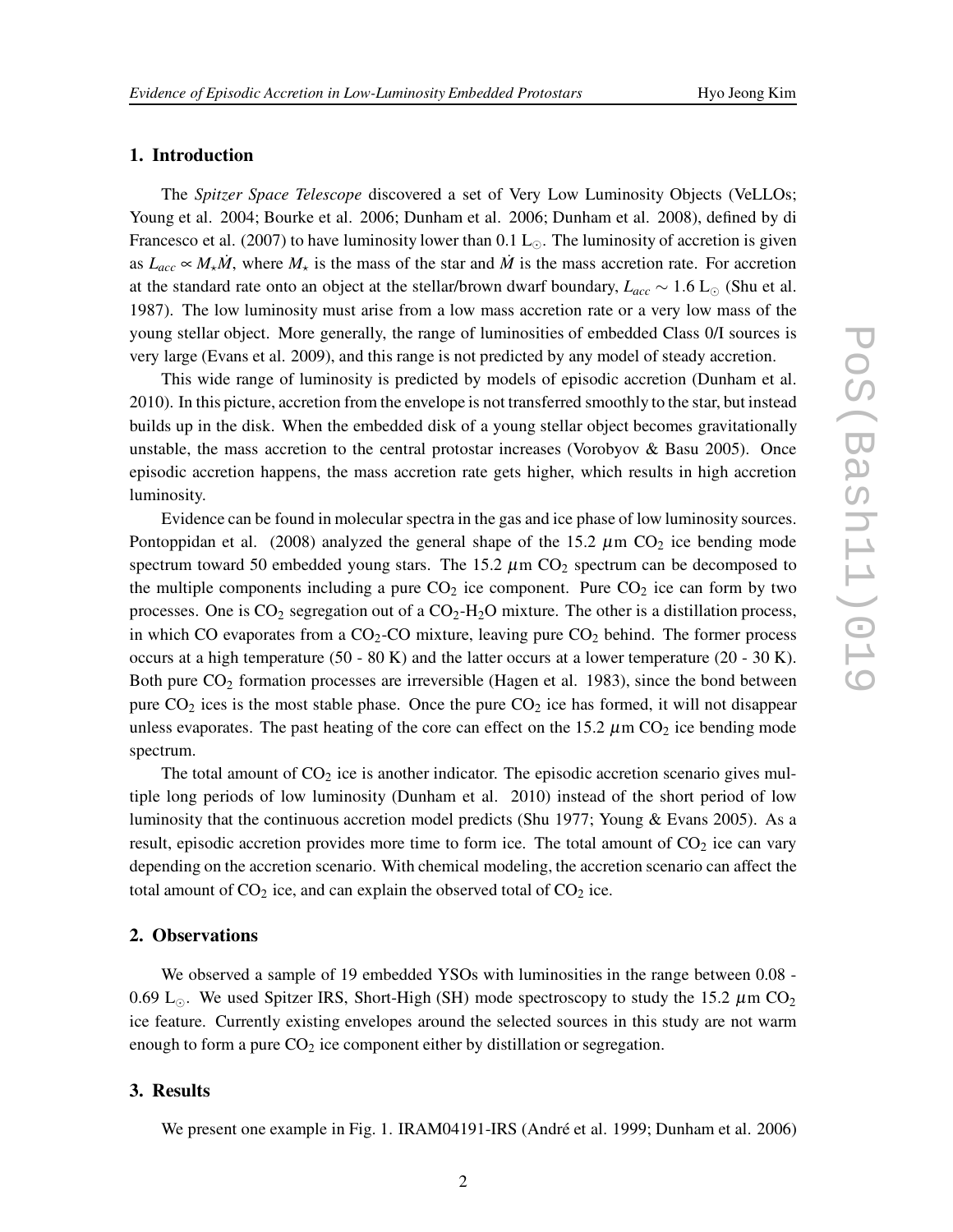## 1. Introduction

The *Spitzer Space Telescope* discovered a set of Very Low Luminosity Objects (VeLLOs; Young et al. 2004; Bourke et al. 2006; Dunham et al. 2006; Dunham et al. 2008), defined by di Francesco et al. (2007) to have luminosity lower than 0.1 $L_\odot$. The luminosity of accretion is given as $L_{acc} \propto M_\star \dot{M}$, where $M_\star$ is the mass of the star and $\dot{M}$ is the mass accretion rate. For accretion at the standard rate onto an object at the stellar/brown dwarf boundary, $L_{acc} \sim 1.6$ $L_\odot$ (Shu et al. 1987). The low luminosity must arise from a low mass accretion rate or a very low mass of the young stellar object. More generally, the range of luminosities of embedded Class 0/I sources is very large (Evans et al. 2009), and this range is not predicted by any model of steady accretion.

This wide range of luminosity is predicted by models of episodic accretion (Dunham et al. 2010). In this picture, accretion from the envelope is not transferred smoothly to the star, but instead builds up in the disk. When the embedded disk of a young stellar object becomes gravitationally unstable, the mass accretion to the central protostar increases (Vorobyov & Basu 2005). Once episodic accretion happens, the mass accretion rate gets higher, which results in high accretion luminosity.

Evidence can be found in molecular spectra in the gas and ice phase of low luminosity sources. Pontoppidan et al. (2008) analyzed the general shape of the 15.2 $\mu$m $CO_2$ ice bending mode spectrum toward 50 embedded young stars. The 15.2 $\mu$m $CO_2$ spectrum can be decomposed to the multiple components including a pure $CO_2$ ice component. Pure $CO_2$ ice can form by two processes. One is $CO_2$ segregation out of a $CO_2$-$H_2O$ mixture. The other is a distillation process, in which CO evaporates from a $CO_2$-CO mixture, leaving pure $CO_2$ behind. The former process occurs at a high temperature (50 - 80 K) and the latter occurs at a lower temperature (20 - 30 K). Both pure $CO_2$ formation processes are irreversible (Hagen et al. 1983), since the bond between pure $CO_2$ ices is the most stable phase. Once the pure $CO_2$ ice has formed, it will not disappear unless evaporates. The past heating of the core can effect on the 15.2 $\mu$m $CO_2$ ice bending mode spectrum.

The total amount of $CO_2$ ice is another indicator. The episodic accretion scenario gives multiple long periods of low luminosity (Dunham et al. 2010) instead of the short period of low luminosity that the continuous accretion model predicts (Shu 1977; Young & Evans 2005). As a result, episodic accretion provides more time to form ice. The total amount of $CO_2$ ice can vary depending on the accretion scenario. With chemical modeling, the accretion scenario can affect the total amount of $CO_2$ ice, and can explain the observed total of $CO_2$ ice.

## 2. Observations

We observed a sample of 19 embedded YSOs with luminosities in the range between 0.08 - 0.69 $L_\odot$. We used Spitzer IRS, Short-High (SH) mode spectroscopy to study the 15.2 $\mu$m $CO_2$ ice feature. Currently existing envelopes around the selected sources in this study are not warm enough to form a pure $CO_2$ ice component either by distillation or segregation.

## 3. Results

We present one example in Fig. 1. IRAM04191-IRS (André et al. 1999; Dunham et al. 2006)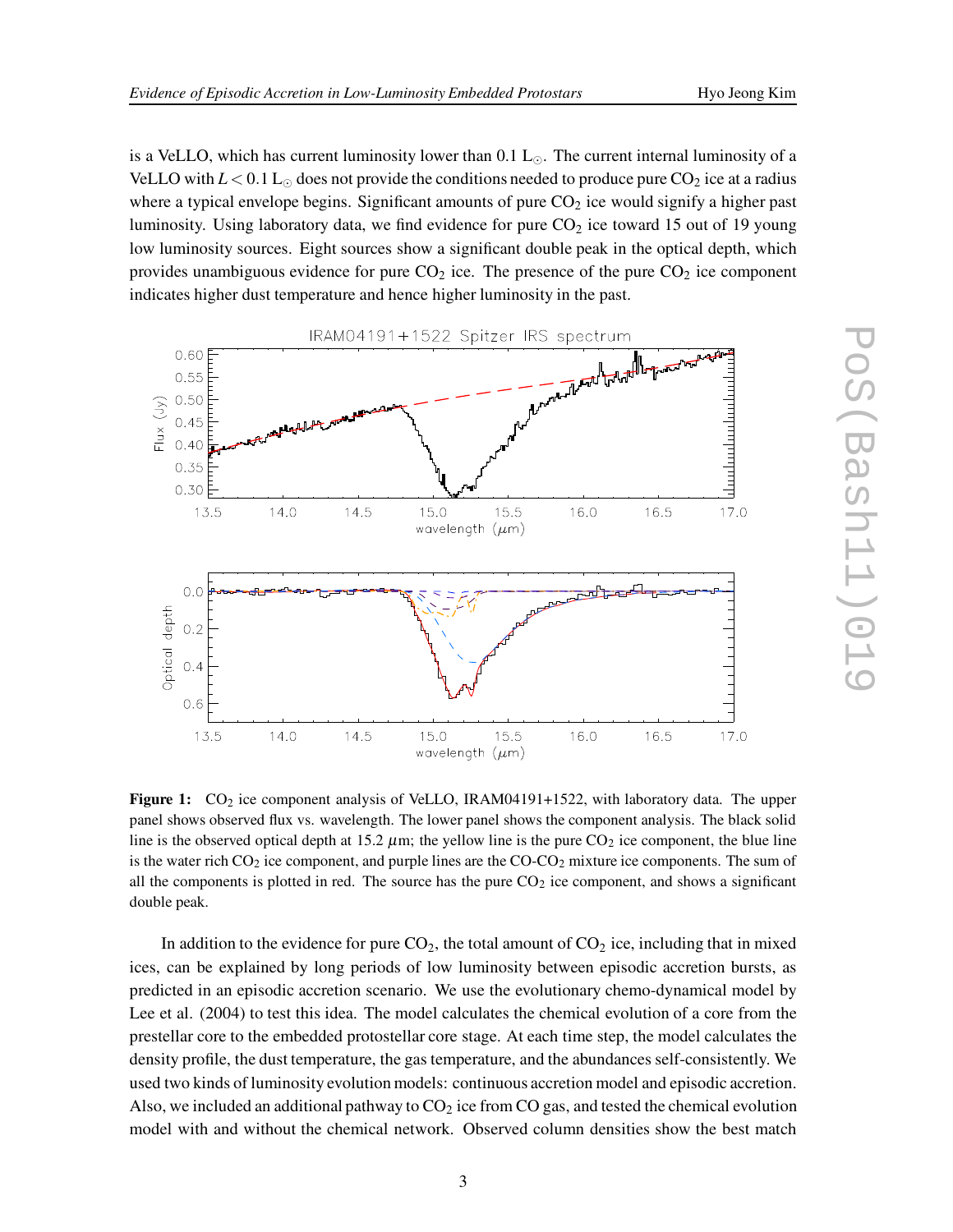is a VeLLO, which has current luminosity lower than 0.1 $L_{\odot}$. The current internal luminosity of a VeLLO with $L < 0.1$ $L_{\odot}$ does not provide the conditions needed to produce pure $CO_2$ ice at a radius where a typical envelope begins. Significant amounts of pure $CO_2$ ice would signify a higher past luminosity. Using laboratory data, we find evidence for pure $CO_2$ ice toward 15 out of 19 young low luminosity sources. Eight sources show a significant double peak in the optical depth, which provides unambiguous evidence for pure $CO_2$ ice. The presence of the pure $CO_2$ ice component indicates higher dust temperature and hence higher luminosity in the past.

**Figure 1:** $CO_2$ ice component analysis of VeLLO, IRAM04191+1522, with laboratory data. The upper panel shows observed flux vs. wavelength. The lower panel shows the component analysis. The black solid line is the observed optical depth at 15.2 $\mu$m; the yellow line is the pure $CO_2$ ice component, the blue line is the water rich $CO_2$ ice component, and purple lines are the CO-$CO_2$ mixture ice components. The sum of all the components is plotted in red. The source has the pure $CO_2$ ice component, and shows a significant double peak.

In addition to the evidence for pure $CO_2$, the total amount of $CO_2$ ice, including that in mixed ices, can be explained by long periods of low luminosity between episodic accretion bursts, as predicted in an episodic accretion scenario. We use the evolutionary chemo-dynamical model by Lee et al. (2004) to test this idea. The model calculates the chemical evolution of a core from the prestellar core to the embedded protostellar core stage. At each time step, the model calculates the density profile, the dust temperature, the gas temperature, and the abundances self-consistently. We used two kinds of luminosity evolution models: continuous accretion model and episodic accretion. Also, we included an additional pathway to $CO_2$ ice from CO gas, and tested the chemical evolution model with and without the chemical network. Observed column densities show the best match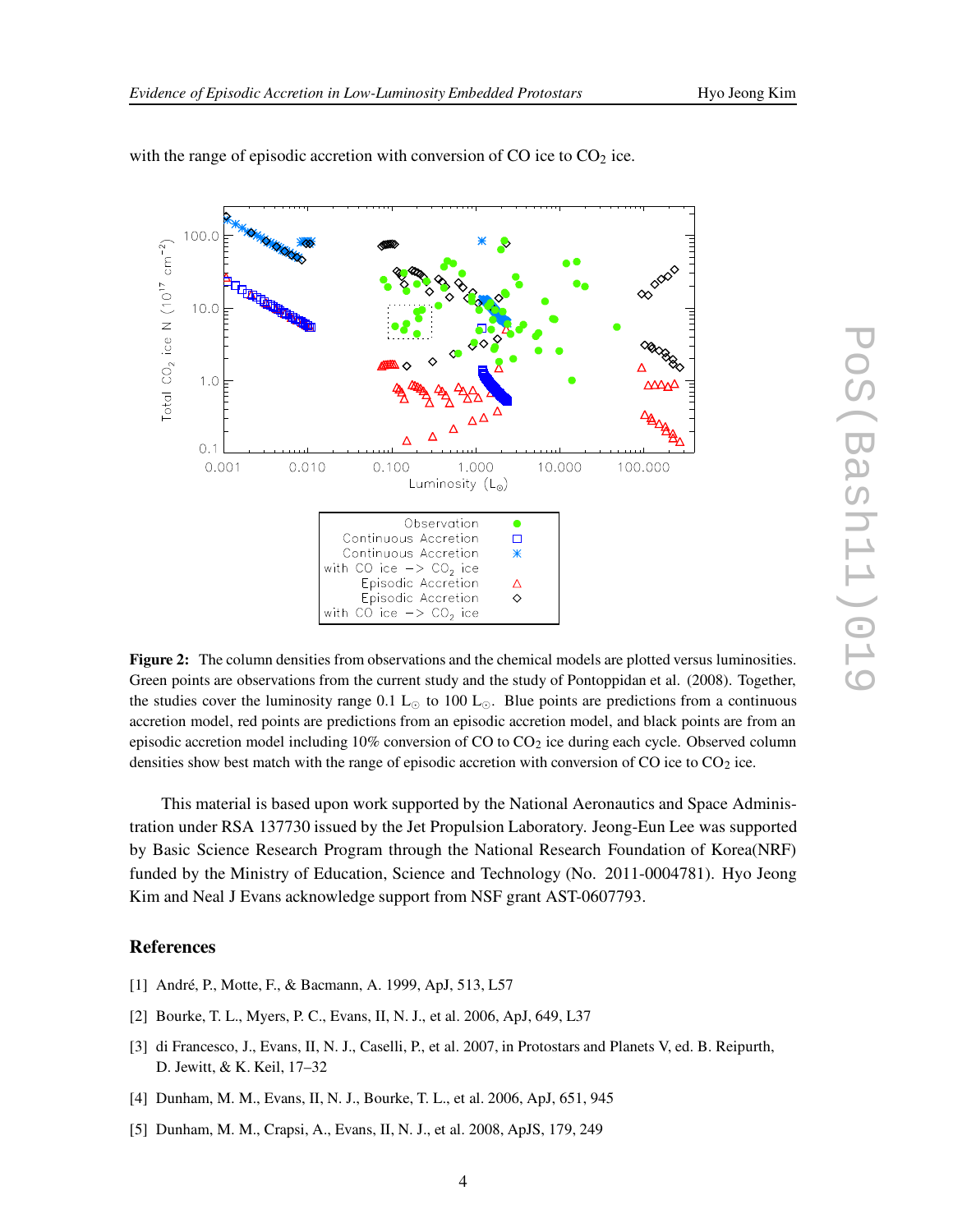with the range of episodic accretion with conversion of CO ice to $CO_2$ ice.

**Figure 2:** The column densities from observations and the chemical models are plotted versus luminosities. Green points are observations from the current study and the study of Pontoppidan et al. (2008). Together, the studies cover the luminosity range 0.1 $L_\odot$ to 100 $L_\odot$. Blue points are predictions from a continuous accretion model, red points are predictions from an episodic accretion model, and black points are from an episodic accretion model including 10% conversion of CO to $CO_2$ ice during each cycle. Observed column densities show best match with the range of episodic accretion with conversion of CO ice to $CO_2$ ice.

This material is based upon work supported by the National Aeronautics and Space Administration under RSA 137730 issued by the Jet Propulsion Laboratory. Jeong-Eun Lee was supported by Basic Science Research Program through the National Research Foundation of Korea(NRF) funded by the Ministry of Education, Science and Technology (No. 2011-0004781). Hyo Jeong Kim and Neal J Evans acknowledge support from NSF grant AST-0607793.

## References

[1] André, P., Motte, F., & Bacmann, A. 1999, ApJ, 513, L57

[2] Bourke, T. L., Myers, P. C., Evans, II, N. J., et al. 2006, ApJ, 649, L37

[3] di Francesco, J., Evans, II, N. J., Caselli, P., et al. 2007, in Protostars and Planets V, ed. B. Reipurth, D. Jewitt, & K. Keil, 17–32

[4] Dunham, M. M., Evans, II, N. J., Bourke, T. L., et al. 2006, ApJ, 651, 945

[5] Dunham, M. M., Crapsi, A., Evans, II, N. J., et al. 2008, ApJS, 179, 249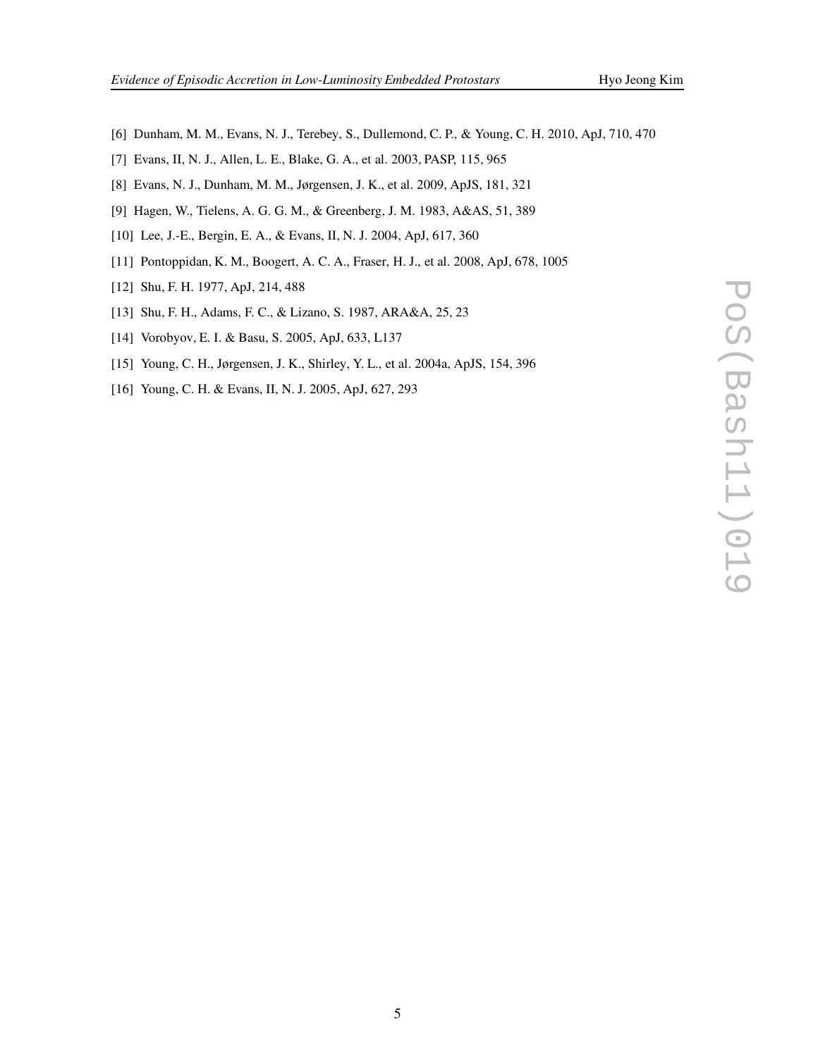[6] Dunham, M. M., Evans, N. J., Terebey, S., Dullemond, C. P., & Young, C. H. 2010, ApJ, 710, 470

[7] Evans, II, N. J., Allen, L. E., Blake, G. A., et al. 2003, PASP, 115, 965

[8] Evans, N. J., Dunham, M. M., Jørgensen, J. K., et al. 2009, ApJS, 181, 321

[9] Hagen, W., Tielens, A. G. G. M., & Greenberg, J. M. 1983, A&AS, 51, 389

[10] Lee, J.-E., Bergin, E. A., & Evans, II, N. J. 2004, ApJ, 617, 360

[11] Pontoppidan, K. M., Boogert, A. C. A., Fraser, H. J., et al. 2008, ApJ, 678, 1005

[12] Shu, F. H. 1977, ApJ, 214, 488

[13] Shu, F. H., Adams, F. C., & Lizano, S. 1987, ARA&A, 25, 23

[14] Vorobyov, E. I. & Basu, S. 2005, ApJ, 633, L137

[15] Young, C. H., Jørgensen, J. K., Shirley, Y. L., et al. 2004a, ApJS, 154, 396

[16] Young, C. H. & Evans, II, N. J. 2005, ApJ, 627, 293